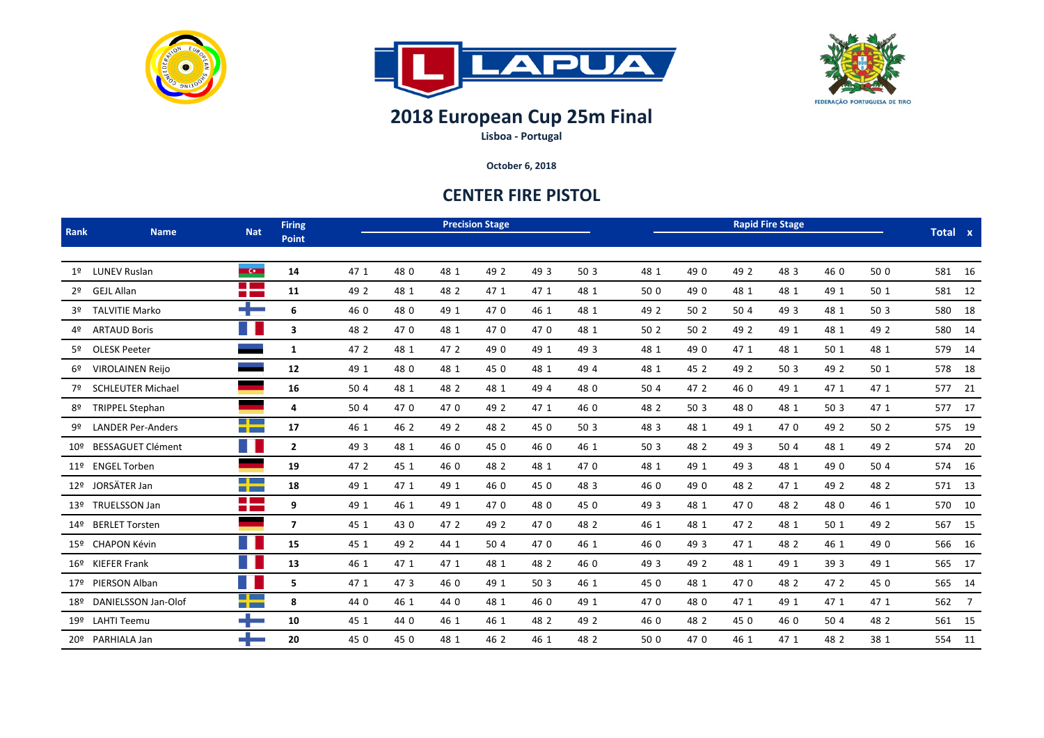## 2018 European Cup 25m Final

**Lisboa - Portugal**

**October 6, 2018**

## CENTER FIRE PISTOL

| Rank | Name | Nat | Firing Point | Precision Stage | | | | | | Rapid Fire Stage | | | | | | Total | x |
|---|---|---|---|---|---|---|---|---|---|---|---|---|---|---|---|---|---|
| 1º | LUNEV Ruslan | | **14** | 47 1 | 48 0 | 48 1 | 49 2 | 49 3 | 50 3 | 48 1 | 49 0 | 49 2 | 48 3 | 46 0 | 50 0 | 581 | 16 |
| 2º | GEJL Allan | | **11** | 49 2 | 48 1 | 48 2 | 47 1 | 47 1 | 48 1 | 50 0 | 49 0 | 48 1 | 48 1 | 49 1 | 50 1 | 581 | 12 |
| 3º | TALVITIE Marko | | **6** | 46 0 | 48 0 | 49 1 | 47 0 | 46 1 | 48 1 | 49 2 | 50 2 | 50 4 | 49 3 | 48 1 | 50 3 | 580 | 18 |
| 4º | ARTAUD Boris | | **3** | 48 2 | 47 0 | 48 1 | 47 0 | 47 0 | 48 1 | 50 2 | 50 2 | 49 2 | 49 1 | 48 1 | 49 2 | 580 | 14 |
| 5º | OLESK Peeter | | **1** | 47 2 | 48 1 | 47 2 | 49 0 | 49 1 | 49 3 | 48 1 | 49 0 | 47 1 | 48 1 | 50 1 | 48 1 | 579 | 14 |
| 6º | VIROLAINEN Reijo | | **12** | 49 1 | 48 0 | 48 1 | 45 0 | 48 1 | 49 4 | 48 1 | 45 2 | 49 2 | 50 3 | 49 2 | 50 1 | 578 | 18 |
| 7º | SCHLEUTER Michael | | **16** | 50 4 | 48 1 | 48 2 | 48 1 | 49 4 | 48 0 | 50 4 | 47 2 | 46 0 | 49 1 | 47 1 | 47 1 | 577 | 21 |
| 8º | TRIPPEL Stephan | | **4** | 50 4 | 47 0 | 47 0 | 49 2 | 47 1 | 46 0 | 48 2 | 50 3 | 48 0 | 48 1 | 50 3 | 47 1 | 577 | 17 |
| 9º | LANDER Per-Anders | | **17** | 46 1 | 46 2 | 49 2 | 48 2 | 45 0 | 50 3 | 48 3 | 48 1 | 49 1 | 47 0 | 49 2 | 50 2 | 575 | 19 |
| 10º | BESSAGUET Clément | | **2** | 49 3 | 48 1 | 46 0 | 45 0 | 46 0 | 46 1 | 50 3 | 48 2 | 49 3 | 50 4 | 48 1 | 49 2 | 574 | 20 |
| 11º | ENGEL Torben | | **19** | 47 2 | 45 1 | 46 0 | 48 2 | 48 1 | 47 0 | 48 1 | 49 1 | 49 3 | 48 1 | 49 0 | 50 4 | 574 | 16 |
| 12º | JORSÄTER Jan | | **18** | 49 1 | 47 1 | 49 1 | 46 0 | 45 0 | 48 3 | 46 0 | 49 0 | 48 2 | 47 1 | 49 2 | 48 2 | 571 | 13 |
| 13º | TRUELSSON Jan | | **9** | 49 1 | 46 1 | 49 1 | 47 0 | 48 0 | 45 0 | 49 3 | 48 1 | 47 0 | 48 2 | 48 0 | 46 1 | 570 | 10 |
| 14º | BERLET Torsten | | **7** | 45 1 | 43 0 | 47 2 | 49 2 | 47 0 | 48 2 | 46 1 | 48 1 | 47 2 | 48 1 | 50 1 | 49 2 | 567 | 15 |
| 15º | CHAPON Kévin | | **15** | 45 1 | 49 2 | 44 1 | 50 4 | 47 0 | 46 1 | 46 0 | 49 3 | 47 1 | 48 2 | 46 1 | 49 0 | 566 | 16 |
| 16º | KIEFER Frank | | **13** | 46 1 | 47 1 | 47 1 | 48 1 | 48 2 | 46 0 | 49 3 | 49 2 | 48 1 | 49 1 | 39 3 | 49 1 | 565 | 17 |
| 17º | PIERSON Alban | | **5** | 47 1 | 47 3 | 46 0 | 49 1 | 50 3 | 46 1 | 45 0 | 48 1 | 47 0 | 48 2 | 47 2 | 45 0 | 565 | 14 |
| 18º | DANIELSSON Jan-Olof | | **8** | 44 0 | 46 1 | 44 0 | 48 1 | 46 0 | 49 1 | 47 0 | 48 0 | 47 1 | 49 1 | 47 1 | 47 1 | 562 | 7 |
| 19º | LAHTI Teemu | | **10** | 45 1 | 44 0 | 46 1 | 46 1 | 48 2 | 49 2 | 46 0 | 48 2 | 45 0 | 46 0 | 50 4 | 48 2 | 561 | 15 |
| 20º | PARHIALA Jan | | **20** | 45 0 | 45 0 | 48 1 | 46 2 | 46 1 | 48 2 | 50 0 | 47 0 | 46 1 | 47 1 | 48 2 | 38 1 | 554 | 11 |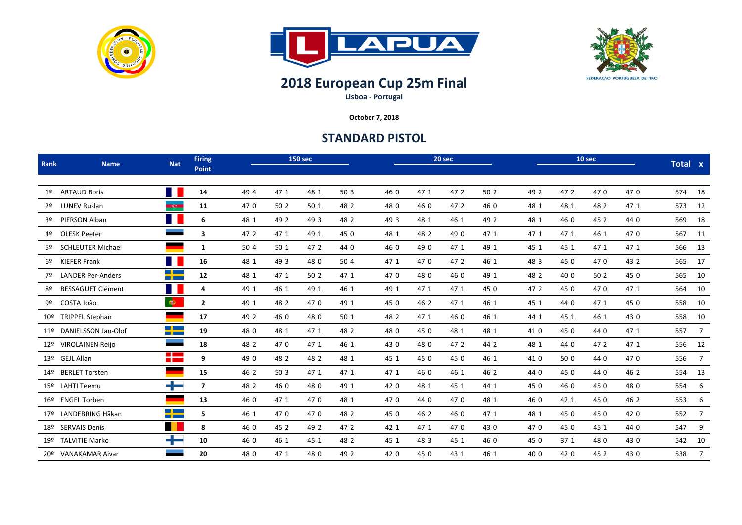# 2018 European Cup 25m Final

**Lisboa - Portugal**

**October 7, 2018**

## STANDARD PISTOL

| Rank | Name | Nat | Firing Point | 150 sec | | | | 20 sec | | | | 10 sec | | | | Total | x |
|---|---|---|---|---|---|---|---|---|---|---|---|---|---|---|---|---|---|
| 1º | ARTAUD Boris | | **14** | 49 4 | 47 1 | 48 1 | 50 3 | 46 0 | 47 1 | 47 2 | 50 2 | 49 2 | 47 2 | 47 0 | 47 0 | 574 | 18 |
| 2º | LUNEV Ruslan | | **11** | 47 0 | 50 2 | 50 1 | 48 2 | 48 0 | 46 0 | 47 2 | 46 0 | 48 1 | 48 1 | 48 2 | 47 1 | 573 | 12 |
| 3º | PIERSON Alban | | **6** | 48 1 | 49 2 | 49 3 | 48 2 | 49 3 | 48 1 | 46 1 | 49 2 | 48 1 | 46 0 | 45 2 | 44 0 | 569 | 18 |
| 4º | OLESK Peeter | | **3** | 47 2 | 47 1 | 49 1 | 45 0 | 48 1 | 48 2 | 49 0 | 47 1 | 47 1 | 47 1 | 46 1 | 47 0 | 567 | 11 |
| 5º | SCHLEUTER Michael | | **1** | 50 4 | 50 1 | 47 2 | 44 0 | 46 0 | 49 0 | 47 1 | 49 1 | 45 1 | 45 1 | 47 1 | 47 1 | 566 | 13 |
| 6º | KIEFER Frank | | **16** | 48 1 | 49 3 | 48 0 | 50 4 | 47 1 | 47 0 | 47 2 | 46 1 | 48 3 | 45 0 | 47 0 | 43 2 | 565 | 17 |
| 7º | LANDER Per-Anders | | **12** | 48 1 | 47 1 | 50 2 | 47 1 | 47 0 | 48 0 | 46 0 | 49 1 | 48 2 | 40 0 | 50 2 | 45 0 | 565 | 10 |
| 8º | BESSAGUET Clément | | **4** | 49 1 | 46 1 | 49 1 | 46 1 | 49 1 | 47 1 | 47 1 | 45 0 | 47 2 | 45 0 | 47 0 | 47 1 | 564 | 10 |
| 9º | COSTA João | | **2** | 49 1 | 48 2 | 47 0 | 49 1 | 45 0 | 46 2 | 47 1 | 46 1 | 45 1 | 44 0 | 47 1 | 45 0 | 558 | 10 |
| 10º | TRIPPEL Stephan | | **17** | 49 2 | 46 0 | 48 0 | 50 1 | 48 2 | 47 1 | 46 0 | 46 1 | 44 1 | 45 1 | 46 1 | 43 0 | 558 | 10 |
| 11º | DANIELSSON Jan-Olof | | **19** | 48 0 | 48 1 | 47 1 | 48 2 | 48 0 | 45 0 | 48 1 | 48 1 | 41 0 | 45 0 | 44 0 | 47 1 | 557 | 7 |
| 12º | VIROLAINEN Reijo | | **18** | 48 2 | 47 0 | 47 1 | 46 1 | 43 0 | 48 0 | 47 2 | 44 2 | 48 1 | 44 0 | 47 2 | 47 1 | 556 | 12 |
| 13º | GEJL Allan | | **9** | 49 0 | 48 2 | 48 2 | 48 1 | 45 1 | 45 0 | 45 0 | 46 1 | 41 0 | 50 0 | 44 0 | 47 0 | 556 | 7 |
| 14º | BERLET Torsten | | **15** | 46 2 | 50 3 | 47 1 | 47 1 | 47 1 | 46 0 | 46 1 | 46 2 | 44 0 | 45 0 | 44 0 | 46 2 | 554 | 13 |
| 15º | LAHTI Teemu | | **7** | 48 2 | 46 0 | 48 0 | 49 1 | 42 0 | 48 1 | 45 1 | 44 1 | 45 0 | 46 0 | 45 0 | 48 0 | 554 | 6 |
| 16º | ENGEL Torben | | **13** | 46 0 | 47 1 | 47 0 | 48 1 | 47 0 | 44 0 | 47 0 | 48 1 | 46 0 | 42 1 | 45 0 | 46 2 | 553 | 6 |
| 17º | LANDEBRING Håkan | | **5** | 46 1 | 47 0 | 47 0 | 48 2 | 45 0 | 46 2 | 46 0 | 47 1 | 48 1 | 45 0 | 45 0 | 42 0 | 552 | 7 |
| 18º | SERVAIS Denis | | **8** | 46 0 | 45 2 | 49 2 | 47 2 | 42 1 | 47 1 | 47 0 | 43 0 | 47 0 | 45 0 | 45 1 | 44 0 | 547 | 9 |
| 19º | TALVITIE Marko | | **10** | 46 0 | 46 1 | 45 1 | 48 2 | 45 1 | 48 3 | 45 1 | 46 0 | 45 0 | 37 1 | 48 0 | 43 0 | 542 | 10 |
| 20º | VANAKAMAR Aivar | | **20** | 48 0 | 47 1 | 48 0 | 49 2 | 42 0 | 45 0 | 43 1 | 46 1 | 40 0 | 42 0 | 45 2 | 43 0 | 538 | 7 |